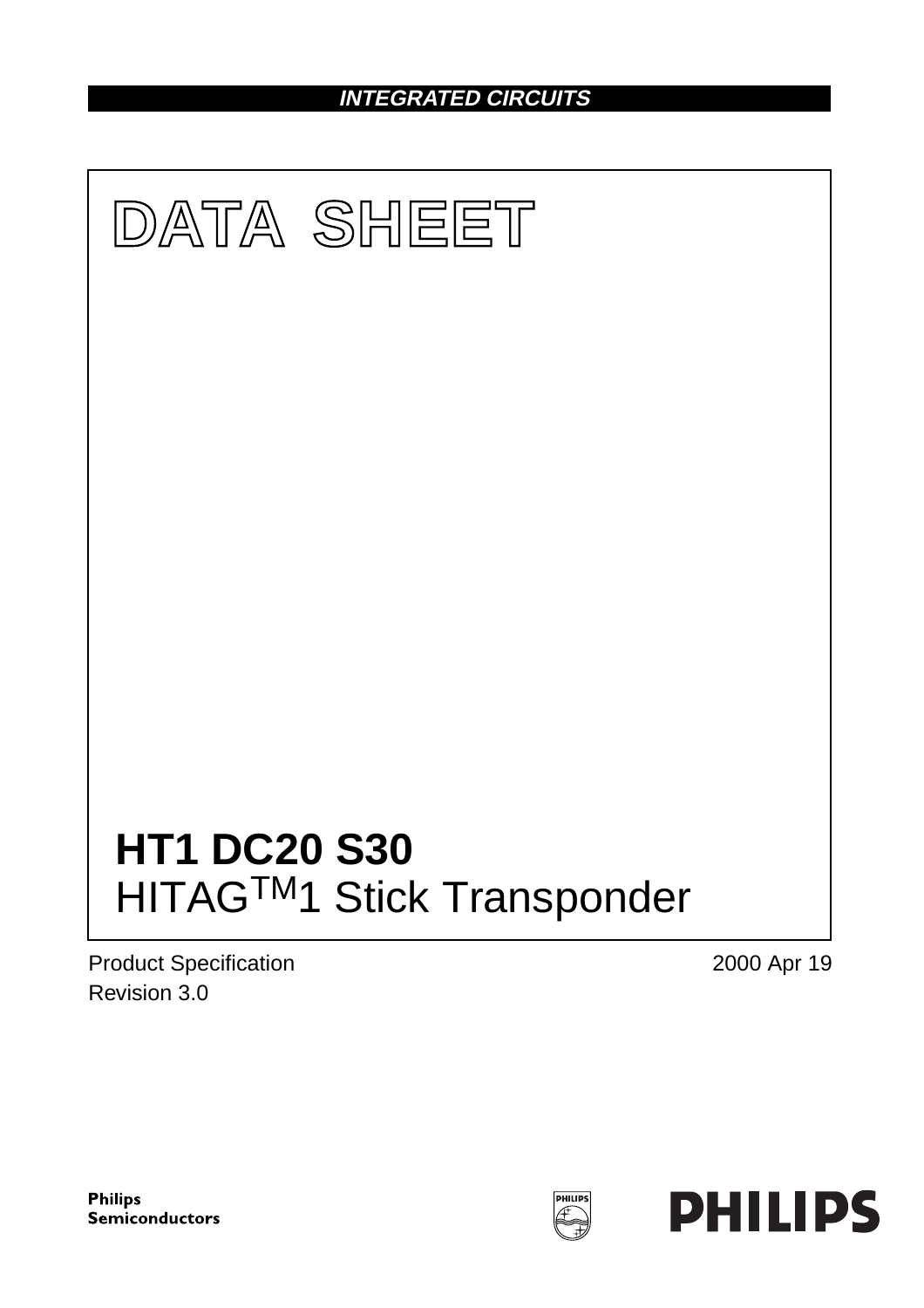**INTEGRATED CIRCUITS**

# DATA SHEET

## HT1 DC20 S30

HITAG™1 Stick Transponder

Product Specification
Revision 3.0

2000 Apr 19

Philips Semiconductors

PHILIPS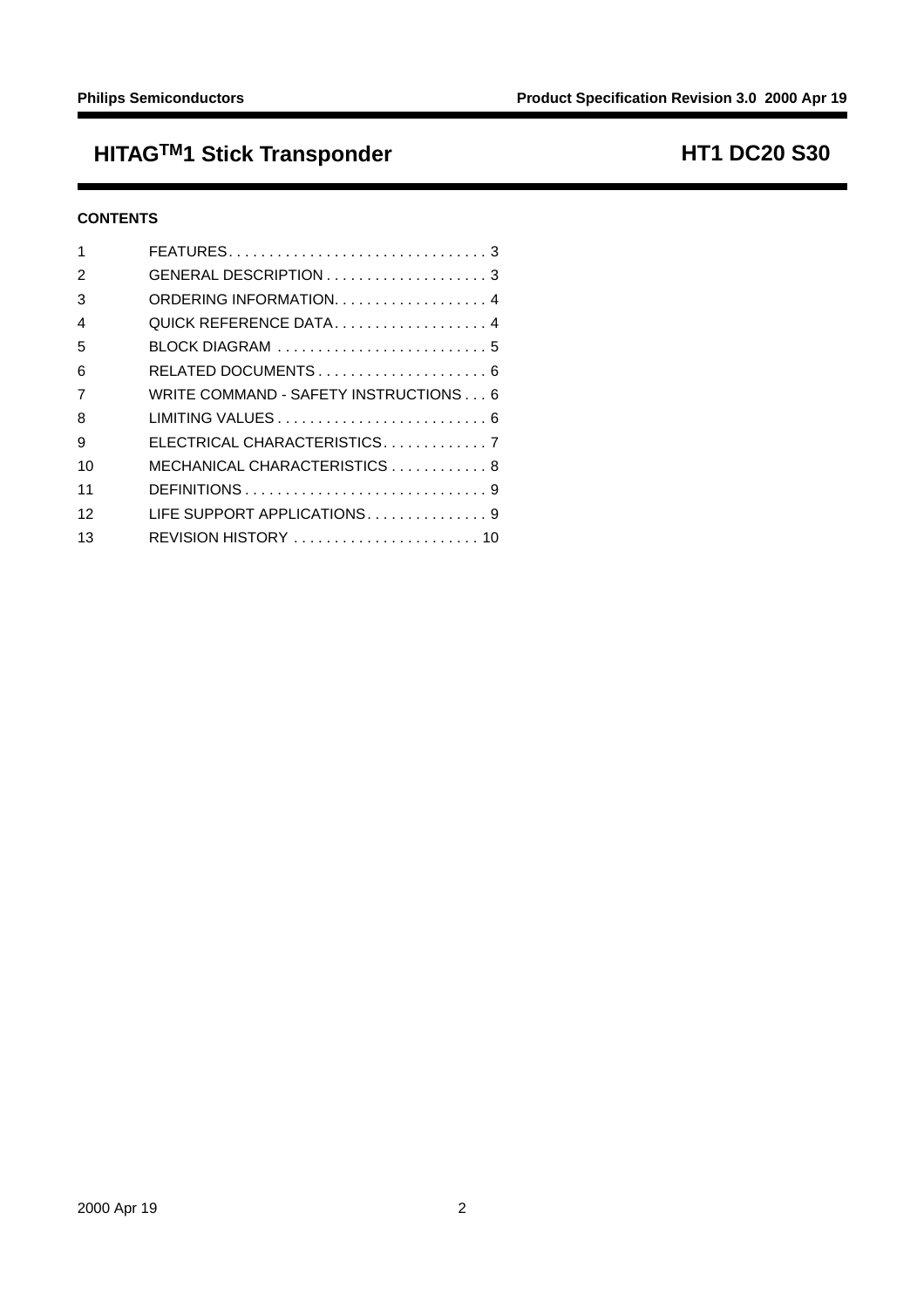# HITAG™1 Stick Transponder — HT1 DC20 S30

## CONTENTS

| | | |
|---|---|---|
| 1 | FEATURES | 3 |
| 2 | GENERAL DESCRIPTION | 3 |
| 3 | ORDERING INFORMATION | 4 |
| 4 | QUICK REFERENCE DATA | 4 |
| 5 | BLOCK DIAGRAM | 5 |
| 6 | RELATED DOCUMENTS | 6 |
| 7 | WRITE COMMAND - SAFETY INSTRUCTIONS | 6 |
| 8 | LIMITING VALUES | 6 |
| 9 | ELECTRICAL CHARACTERISTICS | 7 |
| 10 | MECHANICAL CHARACTERISTICS | 8 |
| 11 | DEFINITIONS | 9 |
| 12 | LIFE SUPPORT APPLICATIONS | 9 |
| 13 | REVISION HISTORY | 10 |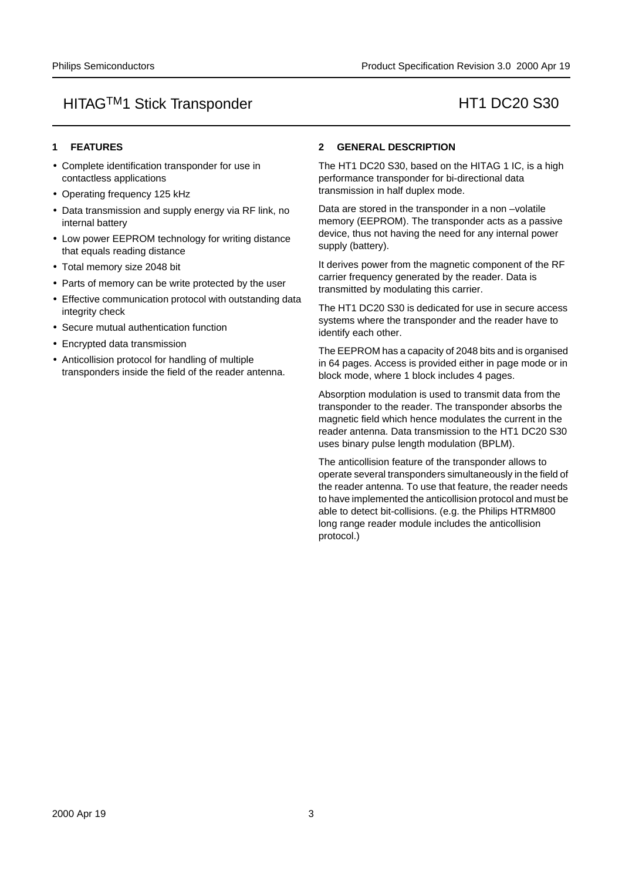## 1 FEATURES

- Complete identification transponder for use in contactless applications
- Operating frequency 125 kHz
- Data transmission and supply energy via RF link, no internal battery
- Low power EEPROM technology for writing distance that equals reading distance
- Total memory size 2048 bit
- Parts of memory can be write protected by the user
- Effective communication protocol with outstanding data integrity check
- Secure mutual authentication function
- Encrypted data transmission
- Anticollision protocol for handling of multiple transponders inside the field of the reader antenna.

## 2 GENERAL DESCRIPTION

The HT1 DC20 S30, based on the HITAG 1 IC, is a high performance transponder for bi-directional data transmission in half duplex mode.

Data are stored in the transponder in a non –volatile memory (EEPROM). The transponder acts as a passive device, thus not having the need for any internal power supply (battery).

It derives power from the magnetic component of the RF carrier frequency generated by the reader. Data is transmitted by modulating this carrier.

The HT1 DC20 S30 is dedicated for use in secure access systems where the transponder and the reader have to identify each other.

The EEPROM has a capacity of 2048 bits and is organised in 64 pages. Access is provided either in page mode or in block mode, where 1 block includes 4 pages.

Absorption modulation is used to transmit data from the transponder to the reader. The transponder absorbs the magnetic field which hence modulates the current in the reader antenna. Data transmission to the HT1 DC20 S30 uses binary pulse length modulation (BPLM).

The anticollision feature of the transponder allows to operate several transponders simultaneously in the field of the reader antenna. To use that feature, the reader needs to have implemented the anticollision protocol and must be able to detect bit-collisions. (e.g. the Philips HTRM800 long range reader module includes the anticollision protocol.)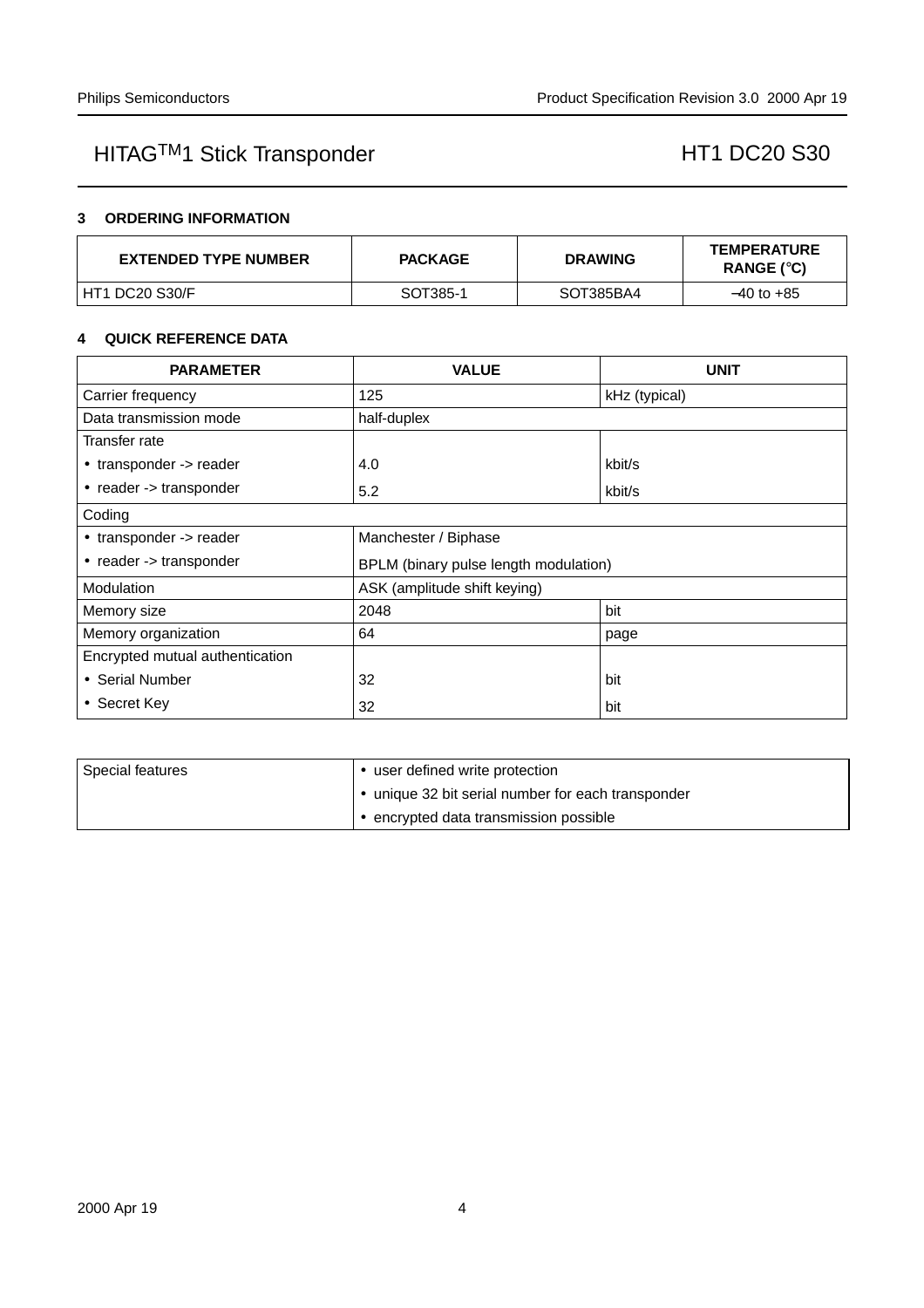## 3 ORDERING INFORMATION

| EXTENDED TYPE NUMBER | PACKAGE | DRAWING | TEMPERATURE RANGE (°C) |
|---|---|---|---|
| HT1 DC20 S30/F | SOT385-1 | SOT385BA4 | −40 to +85 |

## 4 QUICK REFERENCE DATA

| PARAMETER | VALUE | UNIT |
|---|---|---|
| Carrier frequency | 125 | kHz (typical) |
| Data transmission mode | half-duplex | |
| Transfer rate | | |
| • transponder -> reader | 4.0 | kbit/s |
| • reader -> transponder | 5.2 | kbit/s |
| Coding | | |
| • transponder -> reader | Manchester / Biphase | |
| • reader -> transponder | BPLM (binary pulse length modulation) | |
| Modulation | ASK (amplitude shift keying) | |
| Memory size | 2048 | bit |
| Memory organization | 64 | page |
| Encrypted mutual authentication | | |
| • Serial Number | 32 | bit |
| • Secret Key | 32 | bit |

| | |
|---|---|
| Special features | • user defined write protection<br>• unique 32 bit serial number for each transponder<br>• encrypted data transmission possible |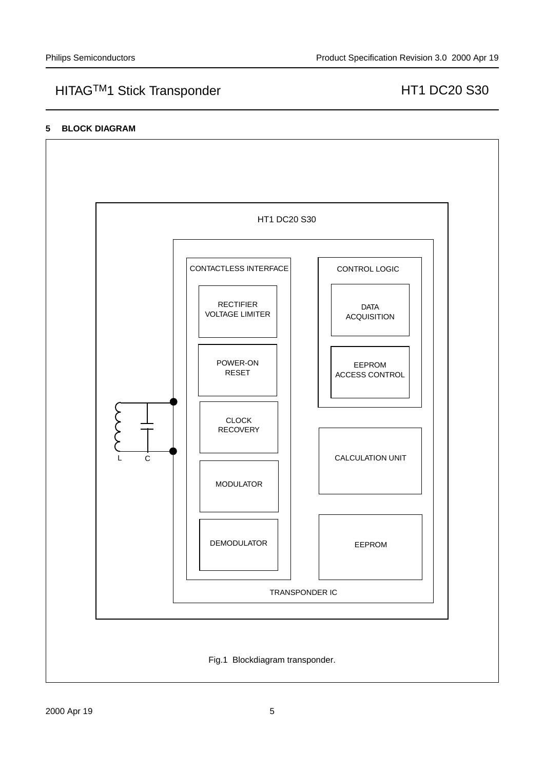## 5 BLOCK DIAGRAM

HT1 DC20 S30

CONTACTLESS INTERFACE

RECTIFIER
VOLTAGE LIMITER

POWER-ON
RESET

CLOCK
RECOVERY

MODULATOR

DEMODULATOR

CONTROL LOGIC

DATA
ACQUISITION

EEPROM
ACCESS CONTROL

CALCULATION UNIT

EEPROM

TRANSPONDER IC

L C

Fig.1 Blockdiagram transponder.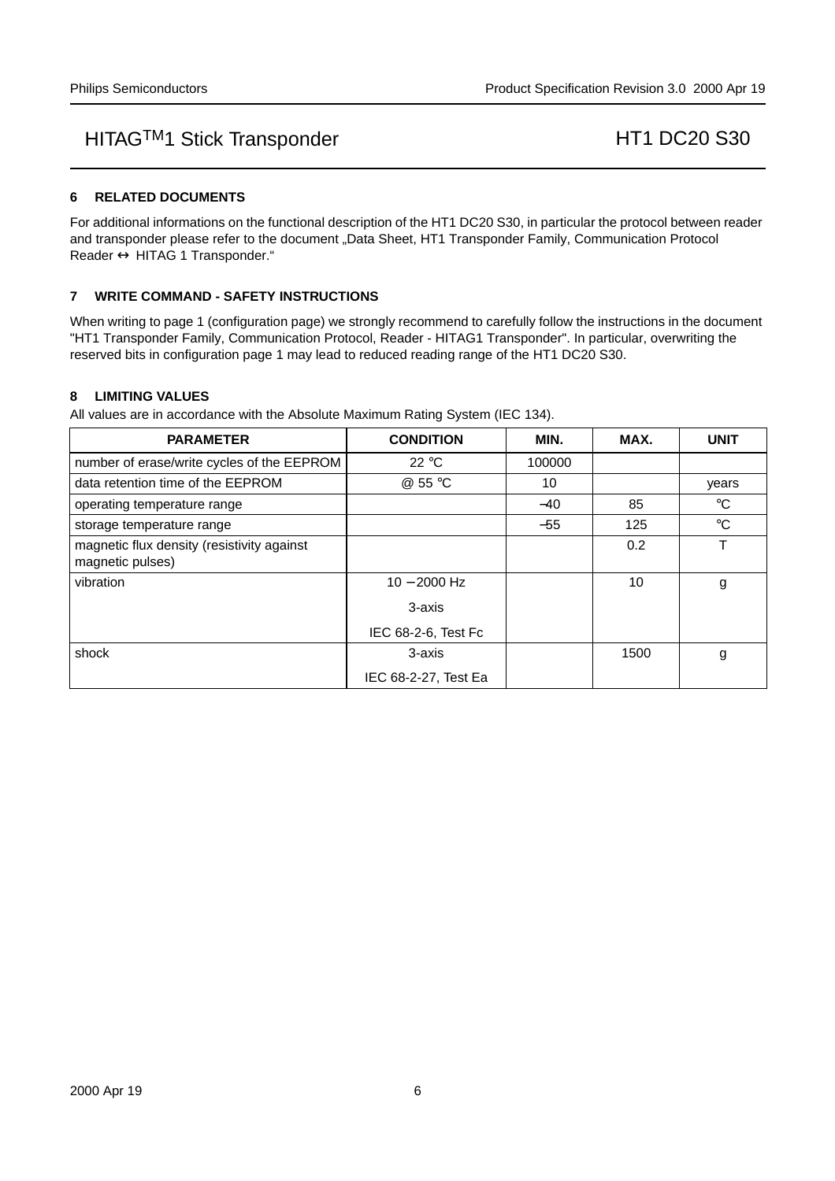## 6 RELATED DOCUMENTS

For additional informations on the functional description of the HT1 DC20 S30, in particular the protocol between reader and transponder please refer to the document „Data Sheet, HT1 Transponder Family, Communication Protocol Reader ↔ HITAG 1 Transponder.“

## 7 WRITE COMMAND - SAFETY INSTRUCTIONS

When writing to page 1 (configuration page) we strongly recommend to carefully follow the instructions in the document "HT1 Transponder Family, Communication Protocol, Reader - HITAG1 Transponder". In particular, overwriting the reserved bits in configuration page 1 may lead to reduced reading range of the HT1 DC20 S30.

## 8 LIMITING VALUES

All values are in accordance with the Absolute Maximum Rating System (IEC 134).

| PARAMETER | CONDITION | MIN. | MAX. | UNIT |
|---|---|---|---|---|
| number of erase/write cycles of the EEPROM | 22 °C | 100000 | | |
| data retention time of the EEPROM | @ 55 °C | 10 | | years |
| operating temperature range | | −40 | 85 | °C |
| storage temperature range | | −55 | 125 | °C |
| magnetic flux density (resistivity against magnetic pulses) | | | 0.2 | T |
| vibration | 10 − 2000 Hz<br>3-axis<br>IEC 68-2-6, Test Fc | | 10 | g |
| shock | 3-axis<br>IEC 68-2-27, Test Ea | | 1500 | g |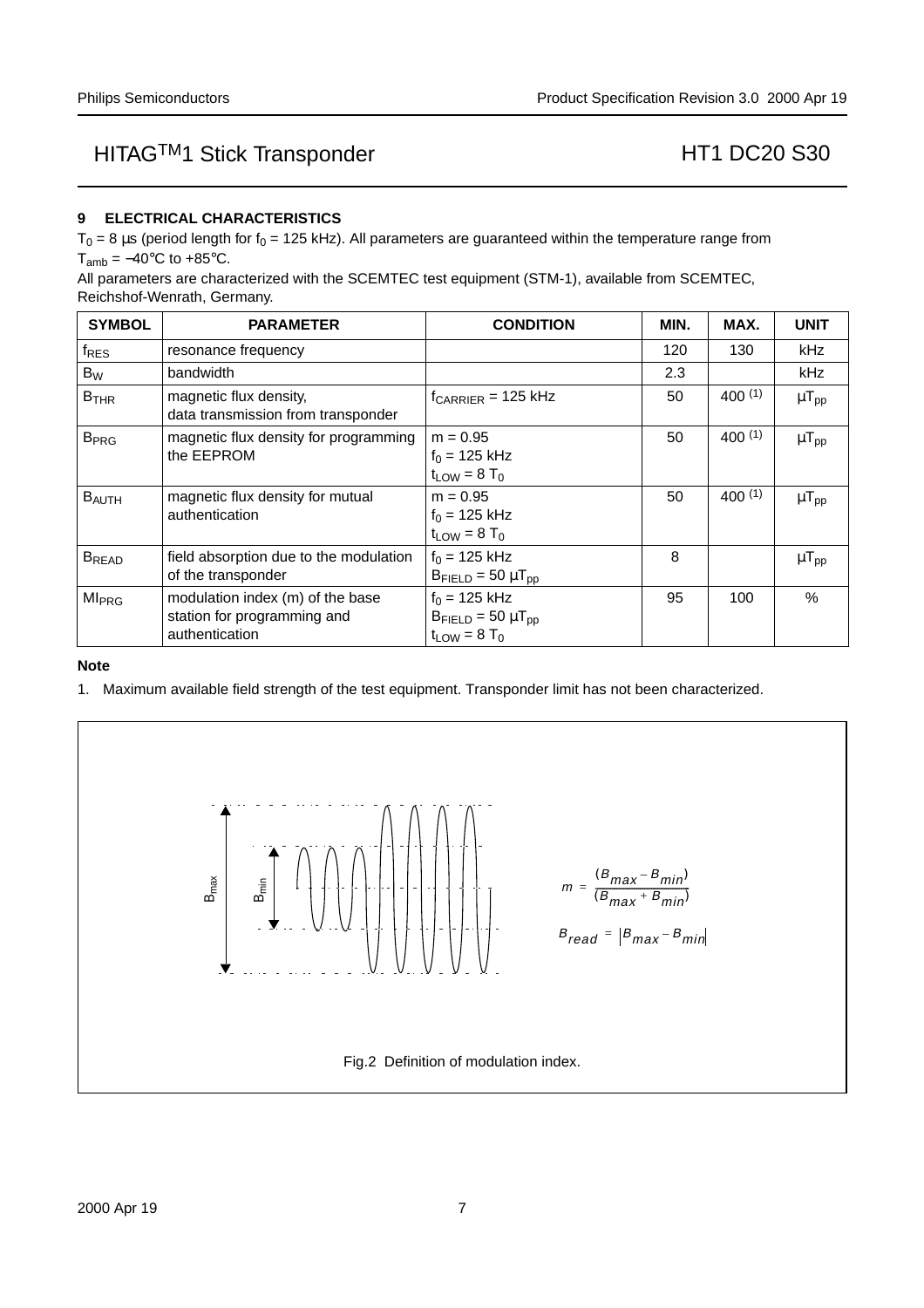## 9 ELECTRICAL CHARACTERISTICS

$T_0$ = 8 μs (period length for $f_0$ = 125 kHz). All parameters are guaranteed within the temperature range from $T_{amb}$ = −40°C to +85°C.

All parameters are characterized with the SCEMTEC test equipment (STM-1), available from SCEMTEC, Reichshof-Wenrath, Germany.

| SYMBOL | PARAMETER | CONDITION | MIN. | MAX. | UNIT |
|---|---|---|---|---|---|
| $f_{RES}$ | resonance frequency | | 120 | 130 | kHz |
| $B_W$ | bandwidth | | 2.3 | | kHz |
| $B_{THR}$ | magnetic flux density, data transmission from transponder | $f_{CARRIER}$ = 125 kHz | 50 | 400 (1) | $\mu T_{pp}$ |
| $B_{PRG}$ | magnetic flux density for programming the EEPROM | m = 0.95<br>$f_0$ = 125 kHz<br>$t_{LOW}$ = 8 $T_0$ | 50 | 400 (1) | $\mu T_{pp}$ |
| $B_{AUTH}$ | magnetic flux density for mutual authentication | m = 0.95<br>$f_0$ = 125 kHz<br>$t_{LOW}$ = 8 $T_0$ | 50 | 400 (1) | $\mu T_{pp}$ |
| $B_{READ}$ | field absorption due to the modulation of the transponder | $f_0$ = 125 kHz<br>$B_{FIELD}$ = 50 $\mu T_{pp}$ | 8 | | $\mu T_{pp}$ |
| $MI_{PRG}$ | modulation index (m) of the base station for programming and authentication | $f_0$ = 125 kHz<br>$B_{FIELD}$ = 50 $\mu T_{pp}$<br>$t_{LOW}$ = 8 $T_0$ | 95 | 100 | % |

**Note**

1. Maximum available field strength of the test equipment. Transponder limit has not been characterized.

$$m = \frac{(B_{max} - B_{min})}{(B_{max} + B_{min})}$$

$$B_{read} = |B_{max} - B_{min}|$$

Fig.2 Definition of modulation index.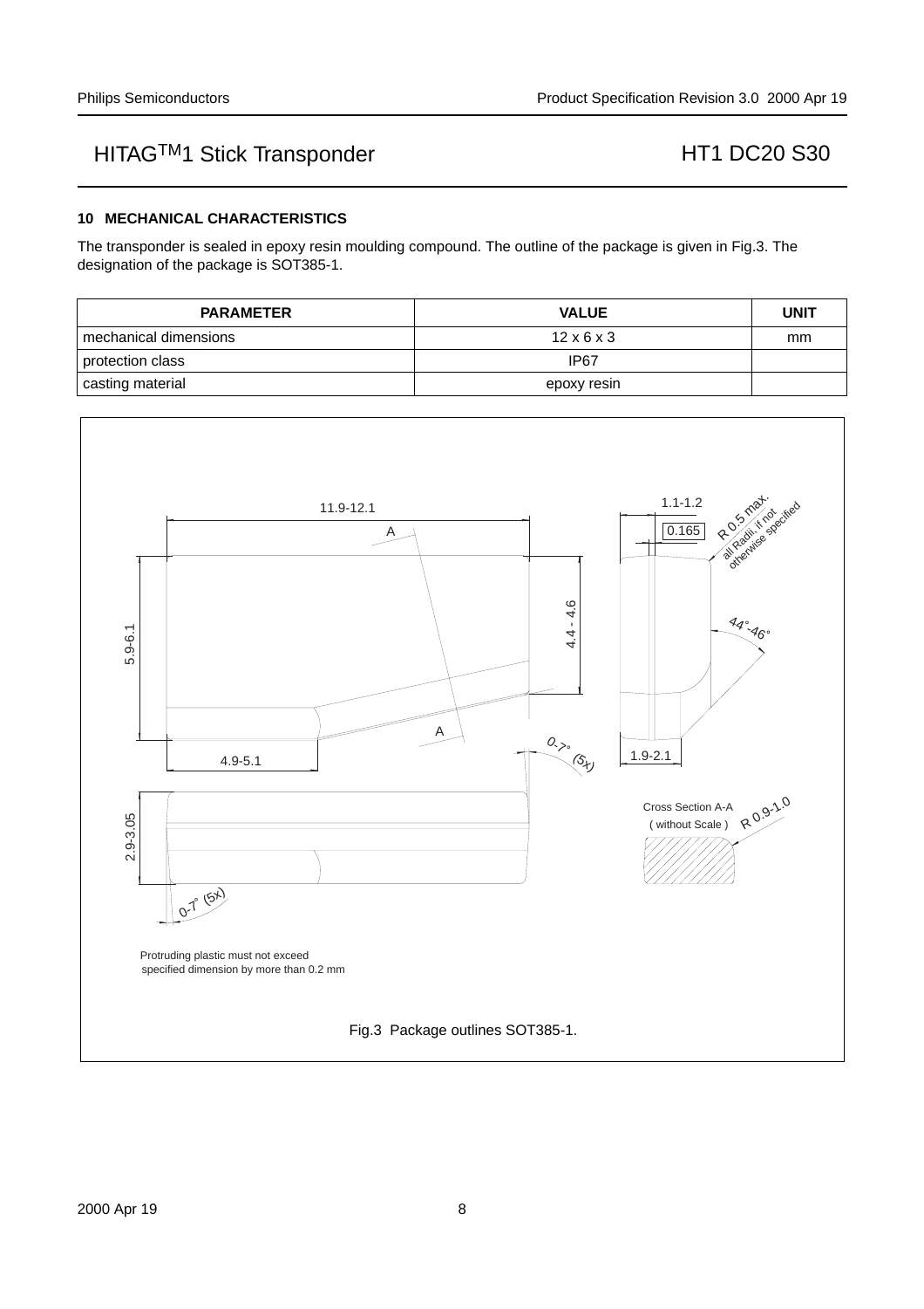## 10 MECHANICAL CHARACTERISTICS

The transponder is sealed in epoxy resin moulding compound. The outline of the package is given in Fig.3. The designation of the package is SOT385-1.

| PARAMETER | VALUE | UNIT |
|---|---|---|
| mechanical dimensions | 12 x 6 x 3 | mm |
| protection class | IP67 | |
| casting material | epoxy resin | |

Protruding plastic must not exceed specified dimension by more than 0.2 mm

Fig.3 Package outlines SOT385-1.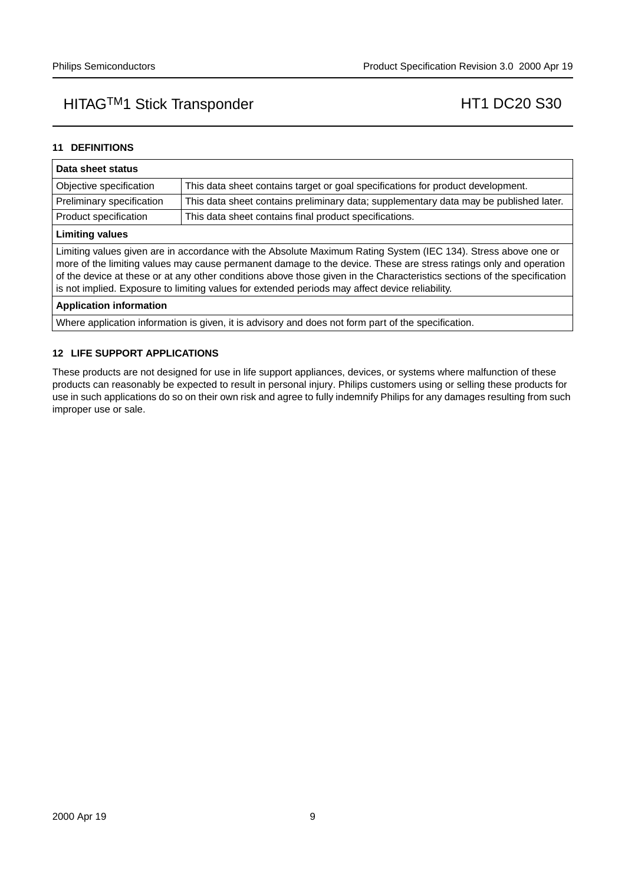## 11 DEFINITIONS

| Data sheet status | |
|---|---|
| Objective specification | This data sheet contains target or goal specifications for product development. |
| Preliminary specification | This data sheet contains preliminary data; supplementary data may be published later. |
| Product specification | This data sheet contains final product specifications. |
| **Limiting values** | |
| Limiting values given are in accordance with the Absolute Maximum Rating System (IEC 134). Stress above one or more of the limiting values may cause permanent damage to the device. These are stress ratings only and operation of the device at these or at any other conditions above those given in the Characteristics sections of the specification is not implied. Exposure to limiting values for extended periods may affect device reliability. | |
| **Application information** | |
| Where application information is given, it is advisory and does not form part of the specification. | |

## 12 LIFE SUPPORT APPLICATIONS

These products are not designed for use in life support appliances, devices, or systems where malfunction of these products can reasonably be expected to result in personal injury. Philips customers using or selling these products for use in such applications do so on their own risk and agree to fully indemnify Philips for any damages resulting from such improper use or sale.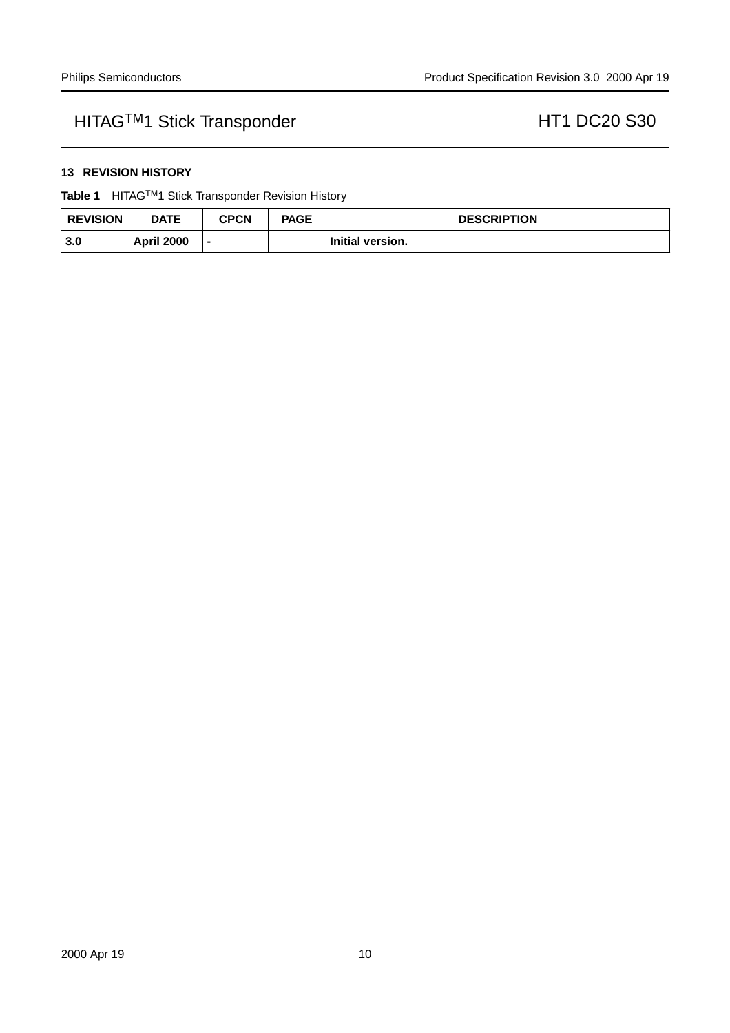## 13 REVISION HISTORY

**Table 1** HITAG™1 Stick Transponder Revision History

| REVISION | DATE | CPCN | PAGE | DESCRIPTION |
|---|---|---|---|---|
| **3.0** | **April 2000** | **-** | | **Initial version.** |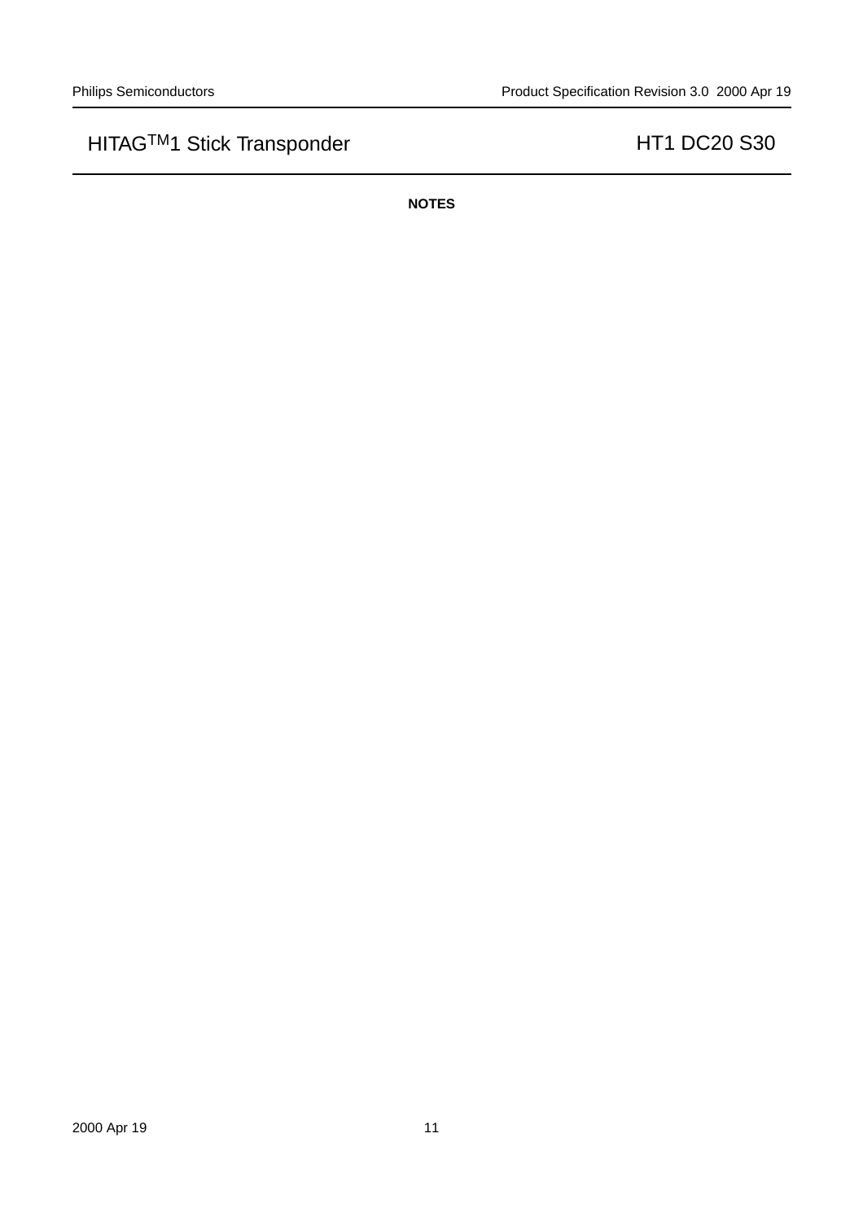**NOTES**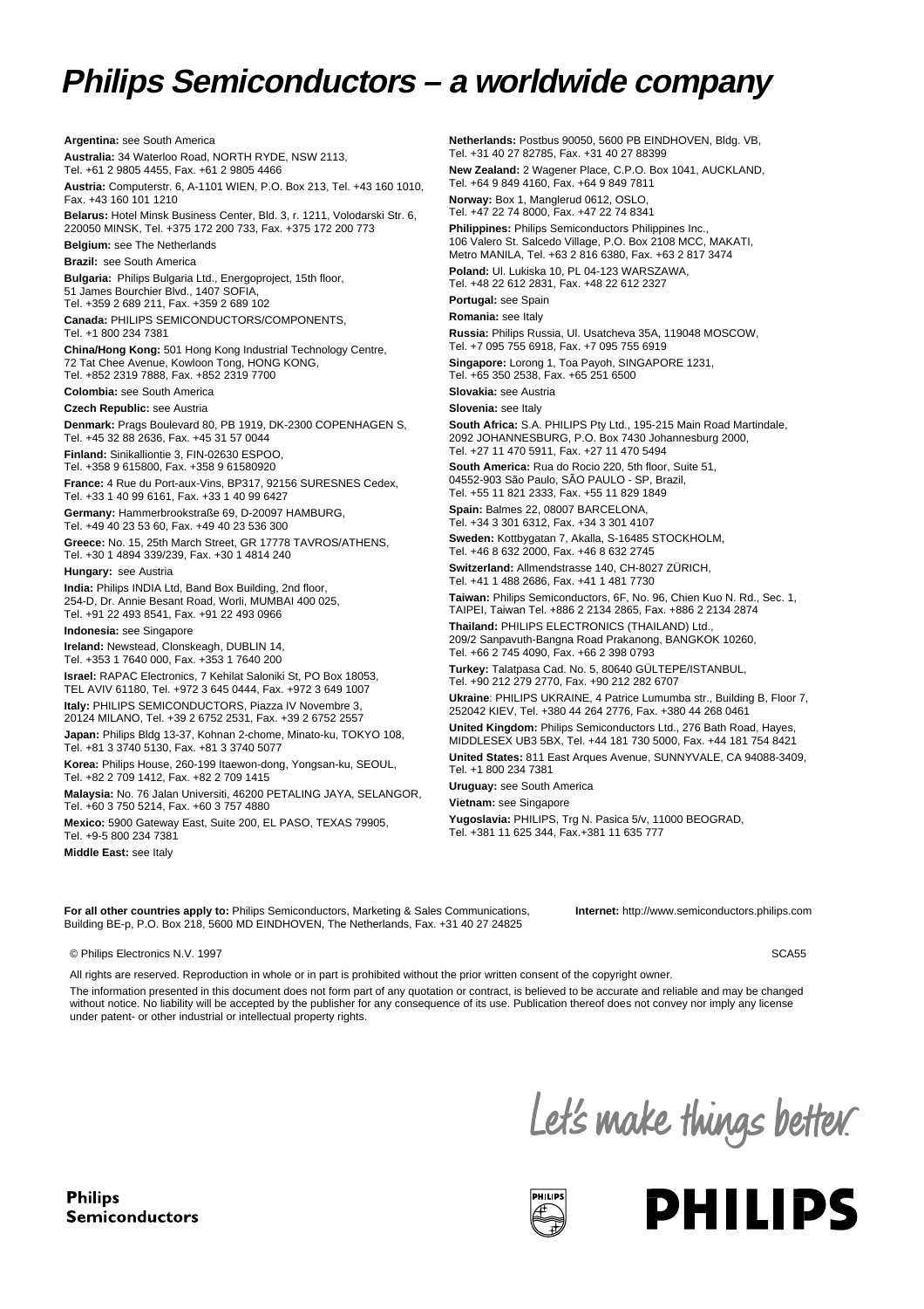# Philips Semiconductors – a worldwide company

**Argentina:** see South America

**Australia:** 34 Waterloo Road, NORTH RYDE, NSW 2113, Tel. +61 2 9805 4455, Fax. +61 2 9805 4466

**Austria:** Computerstr. 6, A-1101 WIEN, P.O. Box 213, Tel. +43 160 1010, Fax. +43 160 101 1210

**Belarus:** Hotel Minsk Business Center, Bld. 3, r. 1211, Volodarski Str. 6, 220050 MINSK, Tel. +375 172 200 733, Fax. +375 172 200 773

**Belgium:** see The Netherlands

**Brazil:** see South America

**Bulgaria:** Philips Bulgaria Ltd., Energoproject, 15th floor, 51 James Bourchier Blvd., 1407 SOFIA, Tel. +359 2 689 211, Fax. +359 2 689 102

**Canada:** PHILIPS SEMICONDUCTORS/COMPONENTS, Tel. +1 800 234 7381

**China/Hong Kong:** 501 Hong Kong Industrial Technology Centre, 72 Tat Chee Avenue, Kowloon Tong, HONG KONG, Tel. +852 2319 7888, Fax. +852 2319 7700

**Colombia:** see South America

**Czech Republic:** see Austria

**Denmark:** Prags Boulevard 80, PB 1919, DK-2300 COPENHAGEN S, Tel. +45 32 88 2636, Fax. +45 31 57 0044

**Finland:** Sinikalliontie 3, FIN-02630 ESPOO, Tel. +358 9 615800, Fax. +358 9 61580920

**France:** 4 Rue du Port-aux-Vins, BP317, 92156 SURESNES Cedex, Tel. +33 1 40 99 6161, Fax. +33 1 40 99 6427

**Germany:** Hammerbrookstraße 69, D-20097 HAMBURG, Tel. +49 40 23 53 60, Fax. +49 40 23 536 300

**Greece:** No. 15, 25th March Street, GR 17778 TAVROS/ATHENS, Tel. +30 1 4894 339/239, Fax. +30 1 4814 240

**Hungary:** see Austria

**India:** Philips INDIA Ltd, Band Box Building, 2nd floor, 254-D, Dr. Annie Besant Road, Worli, MUMBAI 400 025, Tel. +91 22 493 8541, Fax. +91 22 493 0966

**Indonesia:** see Singapore

**Ireland:** Newstead, Clonskeagh, DUBLIN 14, Tel. +353 1 7640 000, Fax. +353 1 7640 200

**Israel:** RAPAC Electronics, 7 Kehilat Saloniki St, PO Box 18053, TEL AVIV 61180, Tel. +972 3 645 0444, Fax. +972 3 649 1007

**Italy:** PHILIPS SEMICONDUCTORS, Piazza IV Novembre 3, 20124 MILANO, Tel. +39 2 6752 2531, Fax. +39 2 6752 2557

**Japan:** Philips Bldg 13-37, Kohnan 2-chome, Minato-ku, TOKYO 108, Tel. +81 3 3740 5130, Fax. +81 3 3740 5077

**Korea:** Philips House, 260-199 Itaewon-dong, Yongsan-ku, SEOUL, Tel. +82 2 709 1412, Fax. +82 2 709 1415

**Malaysia:** No. 76 Jalan Universiti, 46200 PETALING JAYA, SELANGOR, Tel. +60 3 750 5214, Fax. +60 3 757 4880

**Mexico:** 5900 Gateway East, Suite 200, EL PASO, TEXAS 79905, Tel. +9-5 800 234 7381

**Middle East:** see Italy

**Netherlands:** Postbus 90050, 5600 PB EINDHOVEN, Bldg. VB, Tel. +31 40 27 82785, Fax. +31 40 27 88399

**New Zealand:** 2 Wagener Place, C.P.O. Box 1041, AUCKLAND, Tel. +64 9 849 4160, Fax. +64 9 849 7811

**Norway:** Box 1, Manglerud 0612, OSLO, Tel. +47 22 74 8000, Fax. +47 22 74 8341

**Philippines:** Philips Semiconductors Philippines Inc., 106 Valero St. Salcedo Village, P.O. Box 2108 MCC, MAKATI, Metro MANILA, Tel. +63 2 816 6380, Fax. +63 2 817 3474

**Poland:** Ul. Lukiska 10, PL 04-123 WARSZAWA, Tel. +48 22 612 2831, Fax. +48 22 612 2327

**Portugal:** see Spain

**Romania:** see Italy

**Russia:** Philips Russia, Ul. Usatcheva 35A, 119048 MOSCOW, Tel. +7 095 755 6918, Fax. +7 095 755 6919

**Singapore:** Lorong 1, Toa Payoh, SINGAPORE 1231, Tel. +65 350 2538, Fax. +65 251 6500

**Slovakia:** see Austria

**Slovenia:** see Italy

**South Africa:** S.A. PHILIPS Pty Ltd., 195-215 Main Road Martindale, 2092 JOHANNESBURG, P.O. Box 7430 Johannesburg 2000, Tel. +27 11 470 5911, Fax. +27 11 470 5494

**South America:** Rua do Rocio 220, 5th floor, Suite 51, 04552-903 São Paulo, SÃO PAULO - SP, Brazil, Tel. +55 11 821 2333, Fax. +55 11 829 1849

**Spain:** Balmes 22, 08007 BARCELONA, Tel. +34 3 301 6312, Fax. +34 3 301 4107

**Sweden:** Kottbygatan 7, Akalla, S-16485 STOCKHOLM, Tel. +46 8 632 2000, Fax. +46 8 632 2745

**Switzerland:** Allmendstrasse 140, CH-8027 ZÜRICH, Tel. +41 1 488 2686, Fax. +41 1 481 7730

**Taiwan:** Philips Semiconductors, 6F, No. 96, Chien Kuo N. Rd., Sec. 1, TAIPEI, Taiwan Tel. +886 2 2134 2865, Fax. +886 2 2134 2874

**Thailand:** PHILIPS ELECTRONICS (THAILAND) Ltd., 209/2 Sanpavuth-Bangna Road Prakanong, BANGKOK 10260, Tel. +66 2 745 4090, Fax. +66 2 398 0793

**Turkey:** Talatpasa Cad. No. 5, 80640 GÜLTEPE/ISTANBUL, Tel. +90 212 279 2770, Fax. +90 212 282 6707

**Ukraine**: PHILIPS UKRAINE, 4 Patrice Lumumba str., Building B, Floor 7, 252042 KIEV, Tel. +380 44 264 2776, Fax. +380 44 268 0461

**United Kingdom:** Philips Semiconductors Ltd., 276 Bath Road, Hayes, MIDDLESEX UB3 5BX, Tel. +44 181 730 5000, Fax. +44 181 754 8421

**United States:** 811 East Arques Avenue, SUNNYVALE, CA 94088-3409, Tel. +1 800 234 7381

**Uruguay:** see South America

**Vietnam:** see Singapore

**Yugoslavia:** PHILIPS, Trg N. Pasica 5/v, 11000 BEOGRAD, Tel. +381 11 625 344, Fax.+381 11 635 777

**For all other countries apply to:** Philips Semiconductors, Marketing & Sales Communications, Building BE-p, P.O. Box 218, 5600 MD EINDHOVEN, The Netherlands, Fax. +31 40 27 24825

**Internet:** http://www.semiconductors.philips.com

© Philips Electronics N.V. 1997

SCA55

All rights are reserved. Reproduction in whole or in part is prohibited without the prior written consent of the copyright owner.

The information presented in this document does not form part of any quotation or contract, is believed to be accurate and reliable and may be changed without notice. No liability will be accepted by the publisher for any consequence of its use. Publication thereof does not convey nor imply any license under patent- or other industrial or intellectual property rights.

Let's make things better.

**Philips Semiconductors**

**PHILIPS**